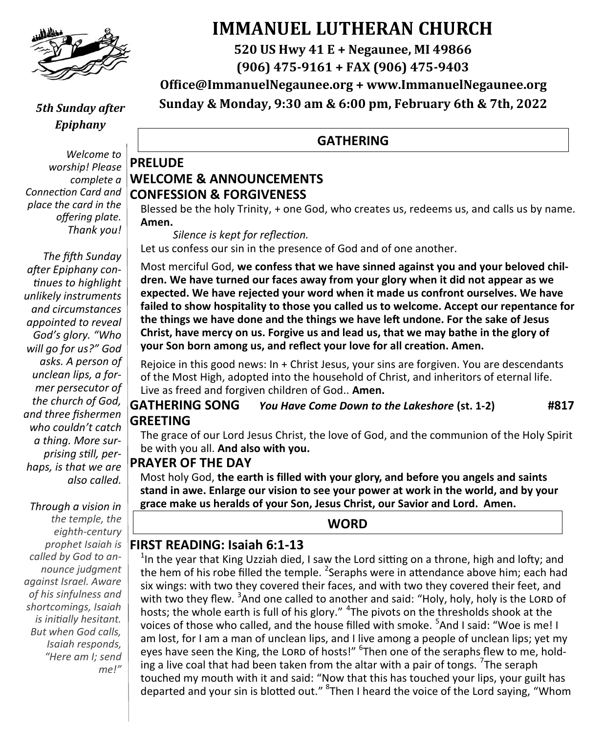# IMMANUEL LUTHERAN CHURCH

**520 US Hwy 41 E + Negaunee, MI 49866**

**(906) 475-9161 + FAX (906) 475-9403**

**Office@ImmanuelNegaunee.org + www.ImmanuelNegaunee.org**

**Sunday & Monday, 9:30 am & 6:00 pm, February 6th & 7th, 2022**

***5th Sunday after Epiphany***

*Welcome to worship! Please complete a Connection Card and place the card in the offering plate. Thank you!*

*The fifth Sunday after Epiphany continues to highlight unlikely instruments and circumstances appointed to reveal God's glory. "Who will go for us?" God asks. A person of unclean lips, a former persecutor of the church of God, and three fishermen who couldn't catch a thing. More surprising still, perhaps, is that we are also called.*

*Through a vision in the temple, the eighth-century prophet Isaiah is called by God to announce judgment against Israel. Aware of his sinfulness and shortcomings, Isaiah is initially hesitant. But when God calls, Isaiah responds, "Here am I; send me!"*

## GATHERING

### PRELUDE

### WELCOME & ANNOUNCEMENTS

### CONFESSION & FORGIVENESS

Blessed be the holy Trinity, + one God, who creates us, redeems us, and calls us by name. **Amen.**

*Silence is kept for reflection.*

Let us confess our sin in the presence of God and of one another.

Most merciful God, **we confess that we have sinned against you and your beloved children. We have turned our faces away from your glory when it did not appear as we expected. We have rejected your word when it made us confront ourselves. We have failed to show hospitality to those you called us to welcome. Accept our repentance for the things we have done and the things we have left undone. For the sake of Jesus Christ, have mercy on us. Forgive us and lead us, that we may bathe in the glory of your Son born among us, and reflect your love for all creation. Amen.**

Rejoice in this good news: In + Christ Jesus, your sins are forgiven. You are descendants of the Most High, adopted into the household of Christ, and inheritors of eternal life. Live as freed and forgiven children of God.. **Amen.**

### GATHERING SONG *You Have Come Down to the Lakeshore* (st. 1-2) #817

### GREETING

The grace of our Lord Jesus Christ, the love of God, and the communion of the Holy Spirit be with you all. **And also with you.**

### PRAYER OF THE DAY

Most holy God, **the earth is filled with your glory, and before you angels and saints stand in awe. Enlarge our vision to see your power at work in the world, and by your grace make us heralds of your Son, Jesus Christ, our Savior and Lord. Amen.**

## WORD

### FIRST READING: Isaiah 6:1-13

[1]In the year that King Uzziah died, I saw the Lord sitting on a throne, high and lofty; and the hem of his robe filled the temple. [2]Seraphs were in attendance above him; each had six wings: with two they covered their faces, and with two they covered their feet, and with two they flew. [3]And one called to another and said: "Holy, holy, holy is the LORD of hosts; the whole earth is full of his glory." [4]The pivots on the thresholds shook at the voices of those who called, and the house filled with smoke. [5]And I said: "Woe is me! I am lost, for I am a man of unclean lips, and I live among a people of unclean lips; yet my eyes have seen the King, the LORD of hosts!" [6]Then one of the seraphs flew to me, holding a live coal that had been taken from the altar with a pair of tongs. [7]The seraph touched my mouth with it and said: "Now that this has touched your lips, your guilt has departed and your sin is blotted out." [8]Then I heard the voice of the Lord saying, "Whom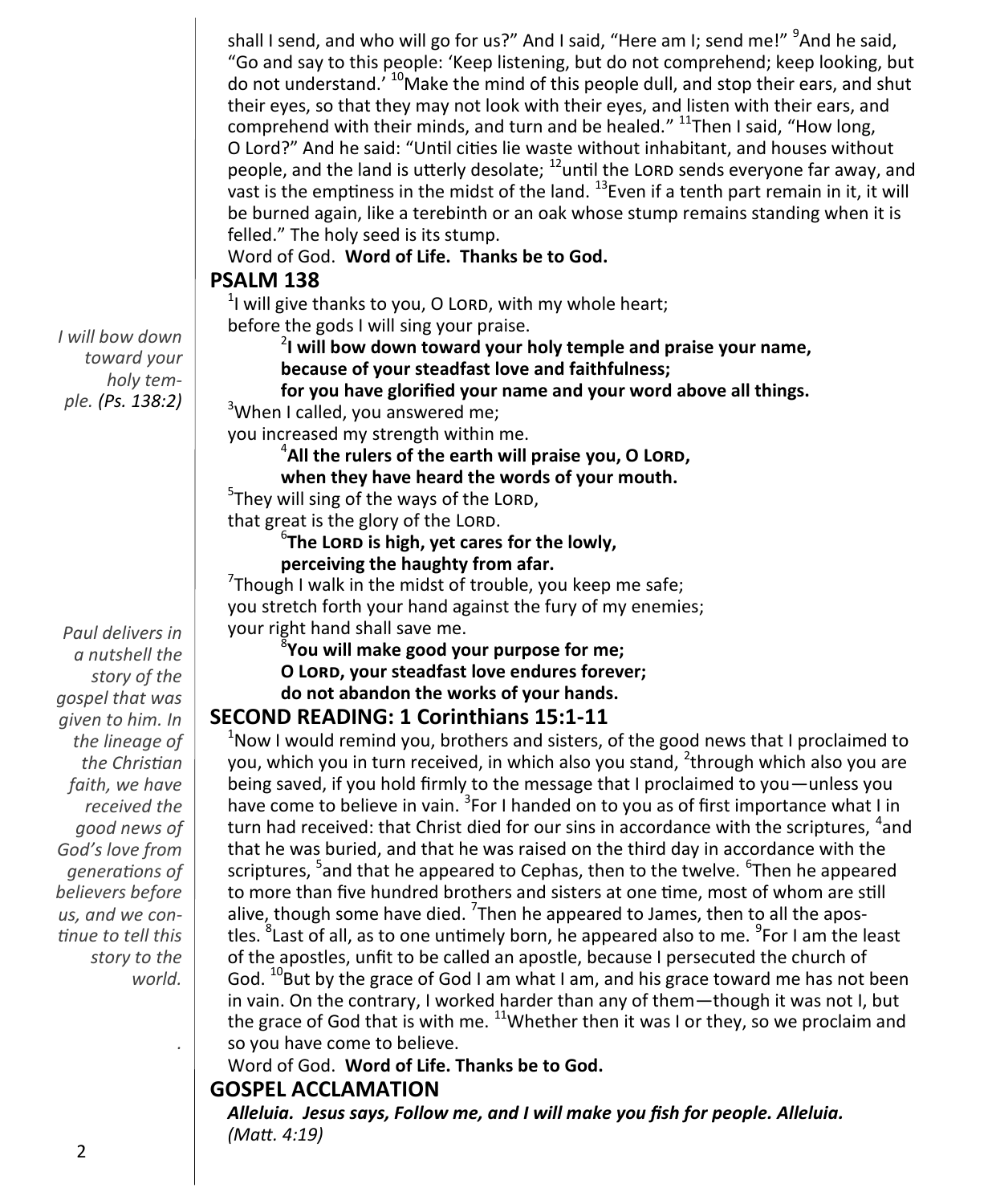shall I send, and who will go for us?" And I said, "Here am I; send me!" [9]And he said, "Go and say to this people: 'Keep listening, but do not comprehend; keep looking, but do not understand.' [10]Make the mind of this people dull, and stop their ears, and shut their eyes, so that they may not look with their eyes, and listen with their ears, and comprehend with their minds, and turn and be healed." [11]Then I said, "How long, O Lord?" And he said: "Until cities lie waste without inhabitant, and houses without people, and the land is utterly desolate; [12]until the LORD sends everyone far away, and vast is the emptiness in the midst of the land. [13]Even if a tenth part remain in it, it will be burned again, like a terebinth or an oak whose stump remains standing when it is felled." The holy seed is its stump.

Word of God. **Word of Life. Thanks be to God.**

## PSALM 138

*I will bow down toward your holy temple. (Ps. 138:2)*

[1]I will give thanks to you, O LORD, with my whole heart;
before the gods I will sing your praise.

**[2]I will bow down toward your holy temple and praise your name,**
**because of your steadfast love and faithfulness;**
**for you have glorified your name and your word above all things.**

[3]When I called, you answered me;
you increased my strength within me.

**[4]All the rulers of the earth will praise you, O LORD,**
**when they have heard the words of your mouth.**

[5]They will sing of the ways of the LORD,
that great is the glory of the LORD.

**[6]The LORD is high, yet cares for the lowly,**
**perceiving the haughty from afar.**

[7]Though I walk in the midst of trouble, you keep me safe;
you stretch forth your hand against the fury of my enemies;
your right hand shall save me.

**[8]You will make good your purpose for me;**
**O LORD, your steadfast love endures forever;**
**do not abandon the works of your hands.**

## SECOND READING: 1 Corinthians 15:1-11

*Paul delivers in a nutshell the story of the gospel that was given to him. In the lineage of the Christian faith, we have received the good news of God's love from generations of believers before us, and we continue to tell this story to the world.*

[1]Now I would remind you, brothers and sisters, of the good news that I proclaimed to you, which you in turn received, in which also you stand, [2]through which also you are being saved, if you hold firmly to the message that I proclaimed to you—unless you have come to believe in vain. [3]For I handed on to you as of first importance what I in turn had received: that Christ died for our sins in accordance with the scriptures, [4]and that he was buried, and that he was raised on the third day in accordance with the scriptures, [5]and that he appeared to Cephas, then to the twelve. [6]Then he appeared to more than five hundred brothers and sisters at one time, most of whom are still alive, though some have died. [7]Then he appeared to James, then to all the apostles. [8]Last of all, as to one untimely born, he appeared also to me. [9]For I am the least of the apostles, unfit to be called an apostle, because I persecuted the church of God. [10]But by the grace of God I am what I am, and his grace toward me has not been in vain. On the contrary, I worked harder than any of them—though it was not I, but the grace of God that is with me. [11]Whether then it was I or they, so we proclaim and so you have come to believe.

Word of God. **Word of Life. Thanks be to God.**

## GOSPEL ACCLAMATION

***Alleluia. Jesus says, Follow me, and I will make you fish for people. Alleluia.***
*(Matt. 4:19)*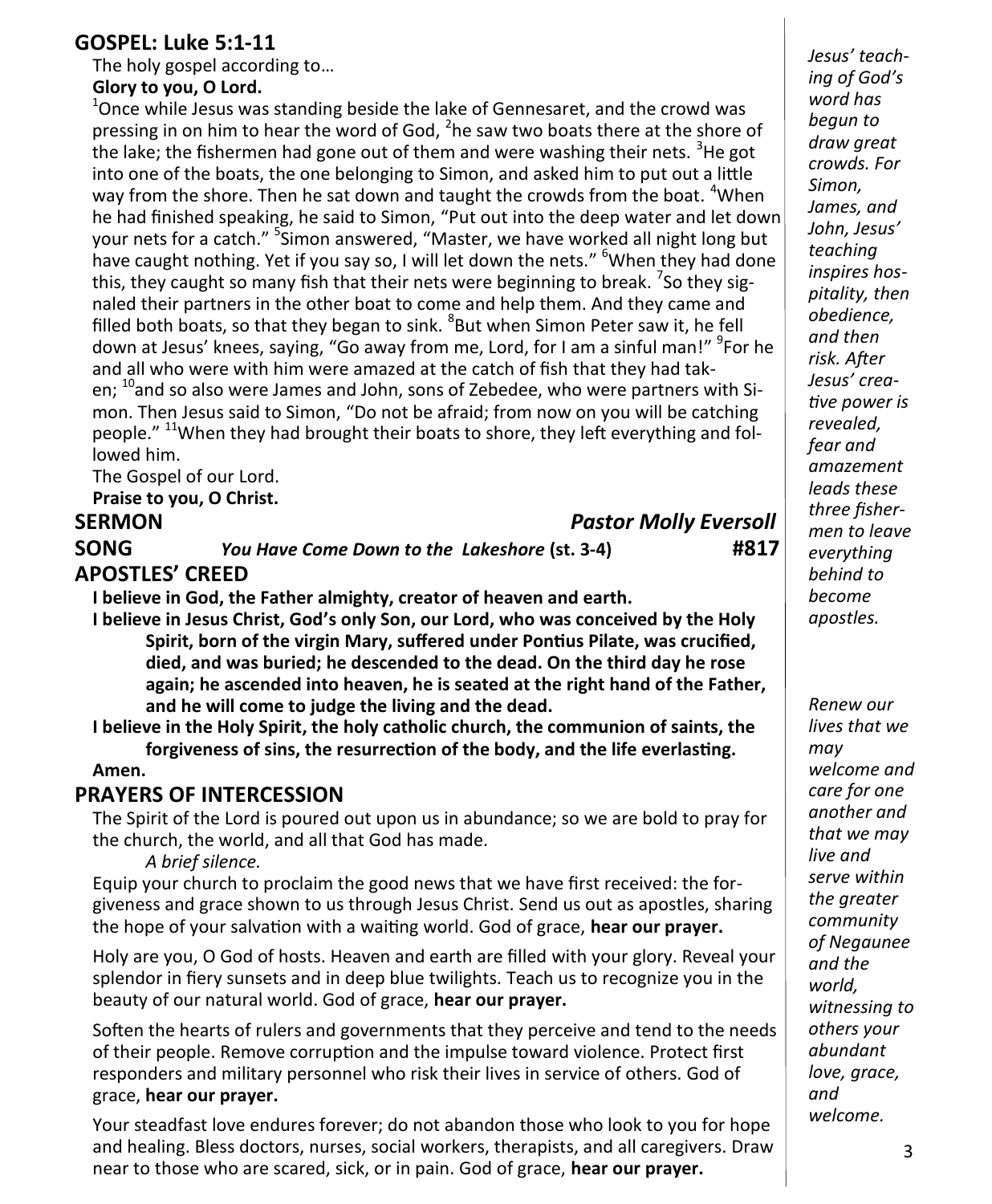## GOSPEL: Luke 5:1-11

The holy gospel according to…

**Glory to you, O Lord.**

[1]Once while Jesus was standing beside the lake of Gennesaret, and the crowd was pressing in on him to hear the word of God, [2]he saw two boats there at the shore of the lake; the fishermen had gone out of them and were washing their nets. [3]He got into one of the boats, the one belonging to Simon, and asked him to put out a little way from the shore. Then he sat down and taught the crowds from the boat. [4]When he had finished speaking, he said to Simon, "Put out into the deep water and let down your nets for a catch." [5]Simon answered, "Master, we have worked all night long but have caught nothing. Yet if you say so, I will let down the nets." [6]When they had done this, they caught so many fish that their nets were beginning to break. [7]So they signaled their partners in the other boat to come and help them. And they came and filled both boats, so that they began to sink. [8]But when Simon Peter saw it, he fell down at Jesus' knees, saying, "Go away from me, Lord, for I am a sinful man!" [9]For he and all who were with him were amazed at the catch of fish that they had taken; [10]and so also were James and John, sons of Zebedee, who were partners with Simon. Then Jesus said to Simon, "Do not be afraid; from now on you will be catching people." [11]When they had brought their boats to shore, they left everything and followed him.

The Gospel of our Lord.

**Praise to you, O Christ.**

*Jesus' teaching of God's word has begun to draw great crowds. For Simon, James, and John, Jesus' teaching inspires hospitality, then obedience, and then risk. After Jesus' creative power is revealed, fear and amazement leads these three fishermen to leave everything behind to become apostles.*

**SERMON** — ***Pastor Molly Eversoll***

**SONG** — ***You Have Come Down to the Lakeshore*** **(st. 3-4)** — **#817**

## APOSTLES' CREED

**I believe in God, the Father almighty, creator of heaven and earth.**

**I believe in Jesus Christ, God's only Son, our Lord, who was conceived by the Holy Spirit, born of the virgin Mary, suffered under Pontius Pilate, was crucified, died, and was buried; he descended to the dead. On the third day he rose again; he ascended into heaven, he is seated at the right hand of the Father, and he will come to judge the living and the dead.**

**I believe in the Holy Spirit, the holy catholic church, the communion of saints, the forgiveness of sins, the resurrection of the body, and the life everlasting.**

**Amen.**

## PRAYERS OF INTERCESSION

*Renew our lives that we may welcome and care for one another and that we may live and serve within the greater community of Negaunee and the world, witnessing to others your abundant love, grace, and welcome.*

The Spirit of the Lord is poured out upon us in abundance; so we are bold to pray for the church, the world, and all that God has made.

*A brief silence.*

Equip your church to proclaim the good news that we have first received: the forgiveness and grace shown to us through Jesus Christ. Send us out as apostles, sharing the hope of your salvation with a waiting world. God of grace, **hear our prayer.**

Holy are you, O God of hosts. Heaven and earth are filled with your glory. Reveal your splendor in fiery sunsets and in deep blue twilights. Teach us to recognize you in the beauty of our natural world. God of grace, **hear our prayer.**

Soften the hearts of rulers and governments that they perceive and tend to the needs of their people. Remove corruption and the impulse toward violence. Protect first responders and military personnel who risk their lives in service of others. God of grace, **hear our prayer.**

Your steadfast love endures forever; do not abandon those who look to you for hope and healing. Bless doctors, nurses, social workers, therapists, and all caregivers. Draw near to those who are scared, sick, or in pain. God of grace, **hear our prayer.**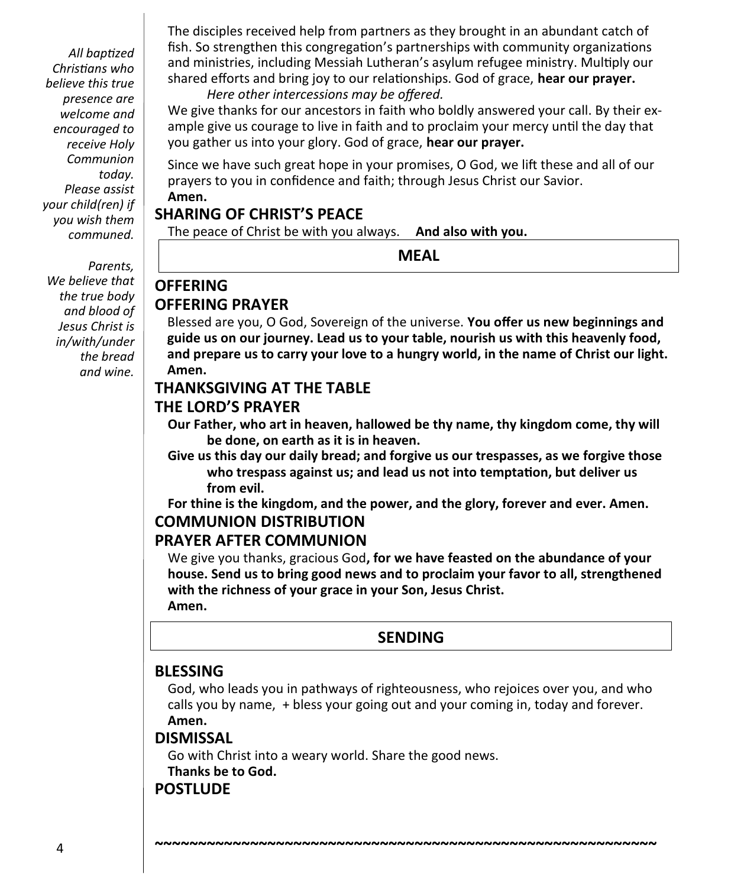*All baptized Christians who believe this true presence are welcome and encouraged to receive Holy Communion today. Please assist your child(ren) if you wish them communed.*

*Parents, We believe that the true body and blood of Jesus Christ is in/with/under the bread and wine.*

The disciples received help from partners as they brought in an abundant catch of fish. So strengthen this congregation's partnerships with community organizations and ministries, including Messiah Lutheran's asylum refugee ministry. Multiply our shared efforts and bring joy to our relationships. God of grace, **hear our prayer.**

*Here other intercessions may be offered.*

We give thanks for our ancestors in faith who boldly answered your call. By their example give us courage to live in faith and to proclaim your mercy until the day that you gather us into your glory. God of grace, **hear our prayer.**

Since we have such great hope in your promises, O God, we lift these and all of our prayers to you in confidence and faith; through Jesus Christ our Savior.
**Amen.**

## SHARING OF CHRIST'S PEACE

The peace of Christ be with you always. **And also with you.**

# MEAL

## OFFERING

## OFFERING PRAYER

Blessed are you, O God, Sovereign of the universe. **You offer us new beginnings and guide us on our journey. Lead us to your table, nourish us with this heavenly food, and prepare us to carry your love to a hungry world, in the name of Christ our light. Amen.**

## THANKSGIVING AT THE TABLE

## THE LORD'S PRAYER

**Our Father, who art in heaven, hallowed be thy name, thy kingdom come, thy will be done, on earth as it is in heaven.**
**Give us this day our daily bread; and forgive us our trespasses, as we forgive those who trespass against us; and lead us not into temptation, but deliver us from evil.**
**For thine is the kingdom, and the power, and the glory, forever and ever. Amen.**

## COMMUNION DISTRIBUTION

## PRAYER AFTER COMMUNION

We give you thanks, gracious God**, for we have feasted on the abundance of your house. Send us to bring good news and to proclaim your favor to all, strengthened with the richness of your grace in your Son, Jesus Christ.**
**Amen.**

# SENDING

## BLESSING

God, who leads you in pathways of righteousness, who rejoices over you, and who calls you by name, + bless your going out and your coming in, today and forever.
**Amen.**

## DISMISSAL

Go with Christ into a weary world. Share the good news.
**Thanks be to God.**

## POSTLUDE

~~~~~~~~~~~~~~~~~~~~~~~~~~~~~~~~~~~~~~~~~~~~~~~~~~~~~~~~~~~~~~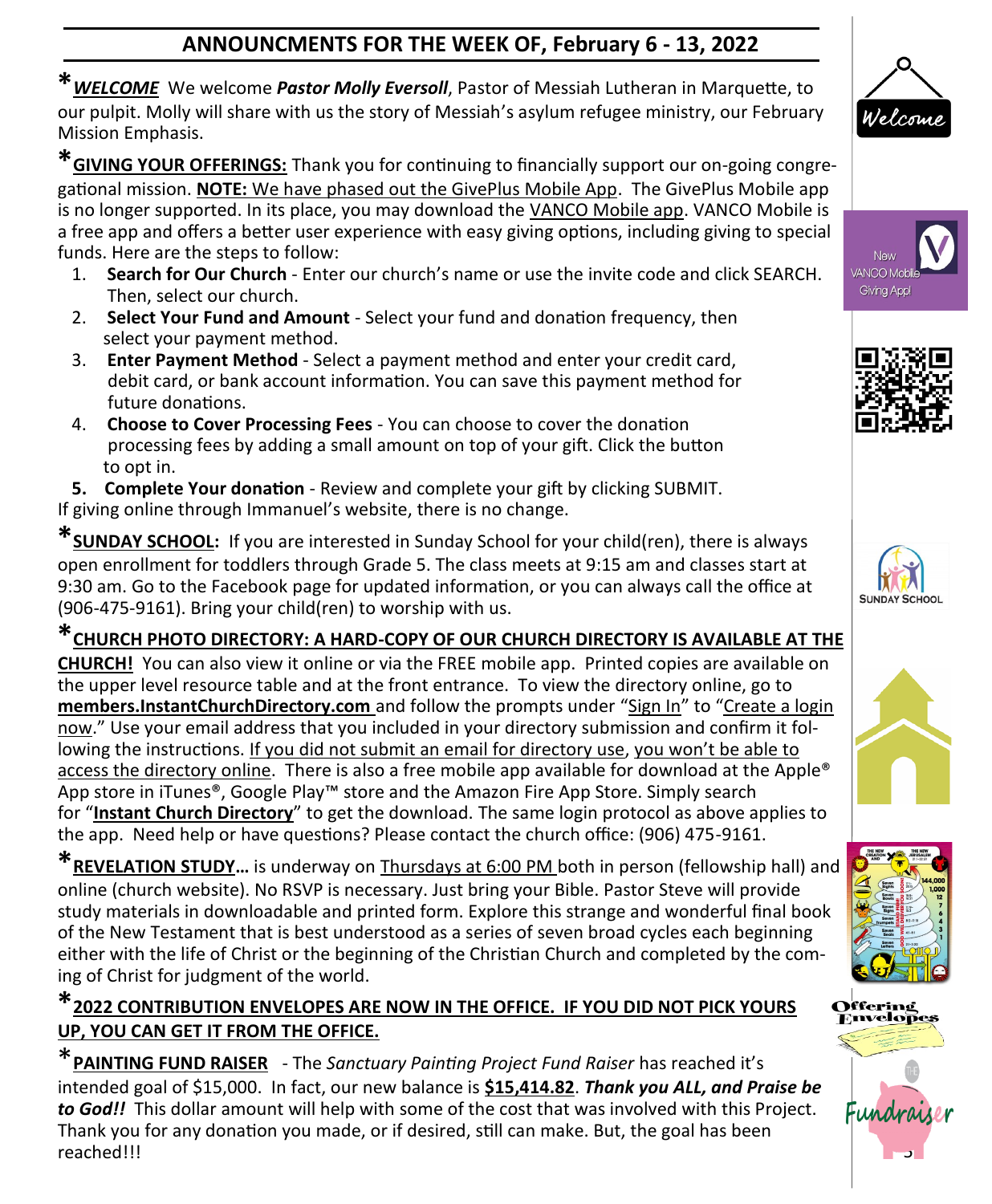# ANNOUNCMENTS FOR THE WEEK OF, February 6 - 13, 2022

***WELCOME*** We welcome ***Pastor Molly Eversoll***, Pastor of Messiah Lutheran in Marquette, to our pulpit. Molly will share with us the story of Messiah's asylum refugee ministry, our February Mission Emphasis.

***GIVING YOUR OFFERINGS:*** Thank you for continuing to financially support our on-going congregational mission. **NOTE:** We have phased out the GivePlus Mobile App. The GivePlus Mobile app is no longer supported. In its place, you may download the VANCO Mobile app. VANCO Mobile is a free app and offers a better user experience with easy giving options, including giving to special funds. Here are the steps to follow:

1. **Search for Our Church** - Enter our church's name or use the invite code and click SEARCH. Then, select our church.
2. **Select Your Fund and Amount** - Select your fund and donation frequency, then select your payment method.
3. **Enter Payment Method** - Select a payment method and enter your credit card, debit card, or bank account information. You can save this payment method for future donations.
4. **Choose to Cover Processing Fees** - You can choose to cover the donation processing fees by adding a small amount on top of your gift. Click the button to opt in.
5. **Complete Your donation** - Review and complete your gift by clicking SUBMIT.

If giving online through Immanuel's website, there is no change.

***SUNDAY SCHOOL:*** If you are interested in Sunday School for your child(ren), there is always open enrollment for toddlers through Grade 5. The class meets at 9:15 am and classes start at 9:30 am. Go to the Facebook page for updated information, or you can always call the office at (906-475-9161). Bring your child(ren) to worship with us.

***CHURCH PHOTO DIRECTORY: A HARD-COPY OF OUR CHURCH DIRECTORY IS AVAILABLE AT THE CHURCH!*** You can also view it online or via the FREE mobile app. Printed copies are available on the upper level resource table and at the front entrance. To view the directory online, go to **members.InstantChurchDirectory.com** and follow the prompts under "Sign In" to "Create a login now." Use your email address that you included in your directory submission and confirm it following the instructions. If you did not submit an email for directory use, you won't be able to access the directory online. There is also a free mobile app available for download at the Apple® App store in iTunes®, Google Play™ store and the Amazon Fire App Store. Simply search for "**Instant Church Directory**" to get the download. The same login protocol as above applies to the app. Need help or have questions? Please contact the church office: (906) 475-9161.

***REVELATION STUDY…*** is underway on Thursdays at 6:00 PM both in person (fellowship hall) and online (church website). No RSVP is necessary. Just bring your Bible. Pastor Steve will provide study materials in downloadable and printed form. Explore this strange and wonderful final book of the New Testament that is best understood as a series of seven broad cycles each beginning either with the life of Christ or the beginning of the Christian Church and completed by the coming of Christ for judgment of the world.

***2022 CONTRIBUTION ENVELOPES ARE NOW IN THE OFFICE. IF YOU DID NOT PICK YOURS UP, YOU CAN GET IT FROM THE OFFICE.***

***PAINTING FUND RAISER*** - The *Sanctuary Painting Project Fund Raiser* has reached it's intended goal of $15,000. In fact, our new balance is **$15,414.82**. ***Thank you ALL, and Praise be to God!!*** This dollar amount will help with some of the cost that was involved with this Project. Thank you for any donation you made, or if desired, still can make. But, the goal has been reached!!!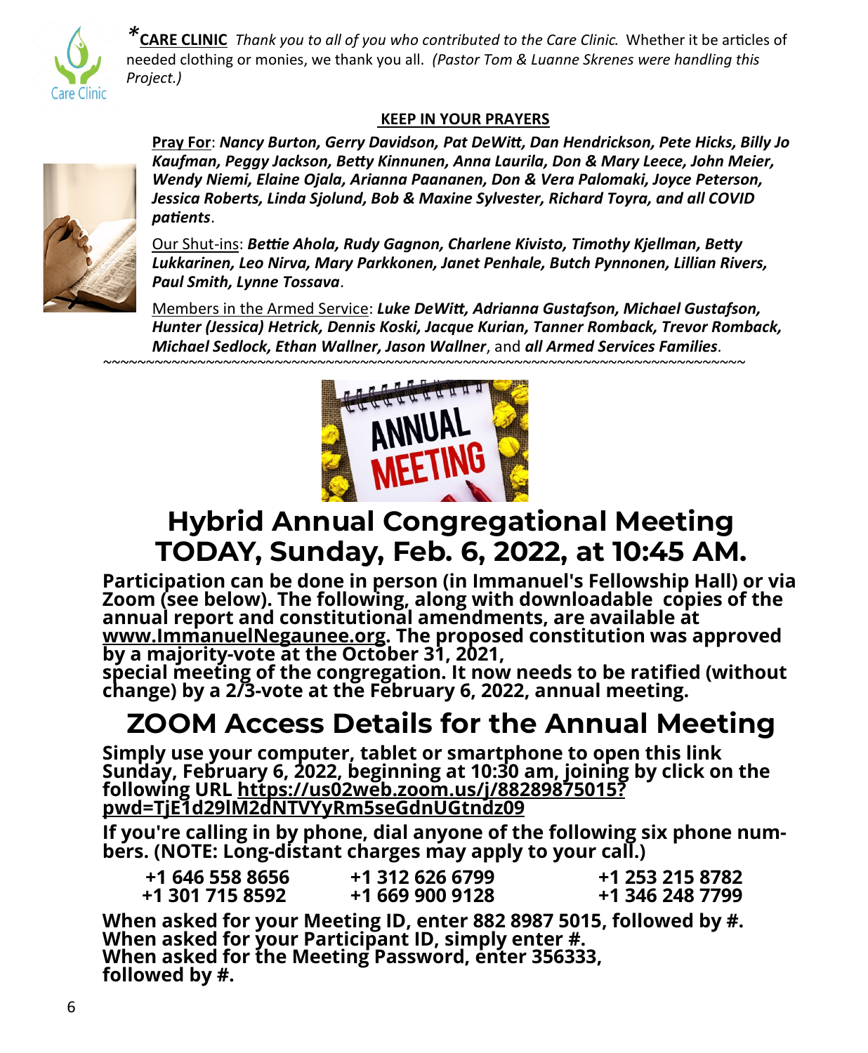***CARE CLINIC** *Thank you to all of you who contributed to the Care Clinic.* Whether it be articles of needed clothing or monies, we thank you all. *(Pastor Tom & Luanne Skrenes were handling this Project.)*

**KEEP IN YOUR PRAYERS**

**Pray For**: ***Nancy Burton, Gerry Davidson, Pat DeWitt, Dan Hendrickson, Pete Hicks, Billy Jo Kaufman, Peggy Jackson, Betty Kinnunen, Anna Laurila, Don & Mary Leece, John Meier, Wendy Niemi, Elaine Ojala, Arianna Paananen, Don & Vera Palomaki, Joyce Peterson, Jessica Roberts, Linda Sjolund, Bob & Maxine Sylvester, Richard Toyra, and all COVID patients***.

Our Shut-ins: ***Bettie Ahola, Rudy Gagnon, Charlene Kivisto, Timothy Kjellman, Betty Lukkarinen, Leo Nirva, Mary Parkkonen, Janet Penhale, Butch Pynnonen, Lillian Rivers, Paul Smith, Lynne Tossava***.

Members in the Armed Service: ***Luke DeWitt, Adrianna Gustafson, Michael Gustafson, Hunter (Jessica) Hetrick, Dennis Koski, Jacque Kurian, Tanner Romback, Trevor Romback, Michael Sedlock, Ethan Wallner, Jason Wallner***, and ***all Armed Services Families***.

~~~~~~~~~~~~~~~~~~~~~~~~~~~~~~~~~~~~~~~~~~~~~~~~~~~~~~~~~~~~~~~~~~~~~~~~~~~~~~~~~~~~

# Hybrid Annual Congregational Meeting TODAY, Sunday, Feb. 6, 2022, at 10:45 AM.

**Participation can be done in person (in Immanuel's Fellowship Hall) or via Zoom (see below). The following, along with downloadable copies of the annual report and constitutional amendments, are available at www.ImmanuelNegaunee.org. The proposed constitution was approved by a majority-vote at the October 31, 2021, special meeting of the congregation. It now needs to be ratified (without change) by a 2/3-vote at the February 6, 2022, annual meeting.**

# ZOOM Access Details for the Annual Meeting

**Simply use your computer, tablet or smartphone to open this link Sunday, February 6, 2022, beginning at 10:30 am, joining by click on the following URL https://us02web.zoom.us/j/88289875015?pwd=TjE1d29lM2dNTVYyRm5seGdnUGtndz09**

**If you're calling in by phone, dial anyone of the following six phone numbers. (NOTE: Long-distant charges may apply to your call.)**

| | | |
|---|---|---|
| **+1 646 558 8656** | **+1 312 626 6799** | **+1 253 215 8782** |
| **+1 301 715 8592** | **+1 669 900 9128** | **+1 346 248 7799** |

**When asked for your Meeting ID, enter 882 8987 5015, followed by #.**
**When asked for your Participant ID, simply enter #.**
**When asked for the Meeting Password, enter 356333, followed by #.**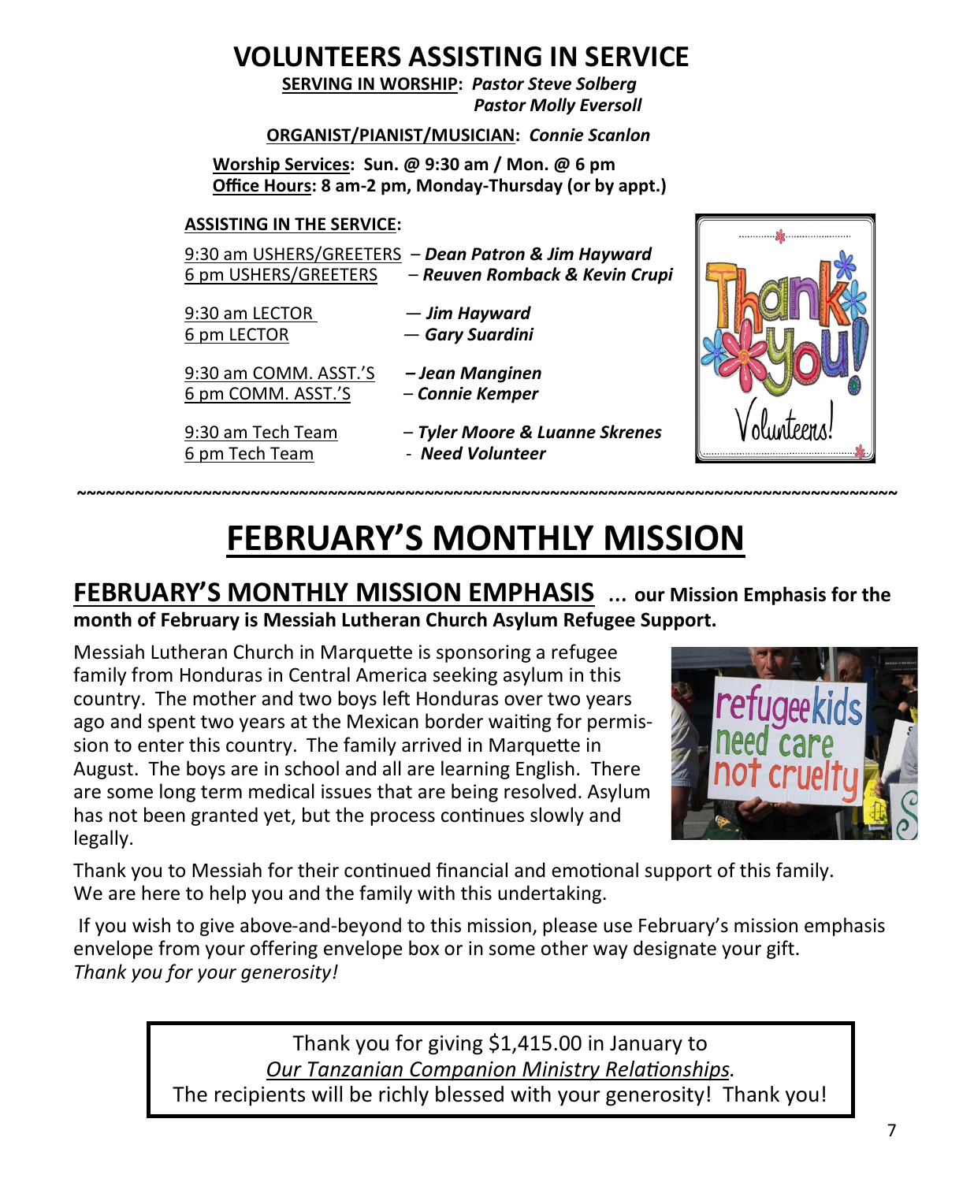# VOLUNTEERS ASSISTING IN SERVICE

**SERVING IN WORSHIP:** ***Pastor Steve Solberg***
***Pastor Molly Eversoll***

**ORGANIST/PIANIST/MUSICIAN:** ***Connie Scanlon***

**Worship Services: Sun. @ 9:30 am / Mon. @ 6 pm**
**Office Hours: 8 am-2 pm, Monday-Thursday (or by appt.)**

**ASSISTING IN THE SERVICE:**

9:30 am USHERS/GREETERS – ***Dean Patron & Jim Hayward***
6 pm USHERS/GREETERS – ***Reuven Romback & Kevin Crupi***

9:30 am LECTOR — ***Jim Hayward***
6 pm LECTOR — ***Gary Suardini***

9:30 am COMM. ASST.'S – ***Jean Manginen***
6 pm COMM. ASST.'S – ***Connie Kemper***

9:30 am Tech Team – ***Tyler Moore & Luanne Skrenes***
6 pm Tech Team - ***Need Volunteer***

~~~~~~~~~~~~~~~~~~~~~~~~~~~~~~~~~~~~~~~~~~~~~~~~~~~~~~~~~~~~~~~~~~~~~~~~~~~~~~~~~~~~~~

# FEBRUARY'S MONTHLY MISSION

**FEBRUARY'S MONTHLY MISSION EMPHASIS ... our Mission Emphasis for the month of February is Messiah Lutheran Church Asylum Refugee Support.**

Messiah Lutheran Church in Marquette is sponsoring a refugee family from Honduras in Central America seeking asylum in this country. The mother and two boys left Honduras over two years ago and spent two years at the Mexican border waiting for permission to enter this country. The family arrived in Marquette in August. The boys are in school and all are learning English. There are some long term medical issues that are being resolved. Asylum has not been granted yet, but the process continues slowly and legally.

Thank you to Messiah for their continued financial and emotional support of this family. We are here to help you and the family with this undertaking.

If you wish to give above-and-beyond to this mission, please use February's mission emphasis envelope from your offering envelope box or in some other way designate your gift.
*Thank you for your generosity!*

Thank you for giving $1,415.00 in January to
*Our Tanzanian Companion Ministry Relationships*.
The recipients will be richly blessed with your generosity! Thank you!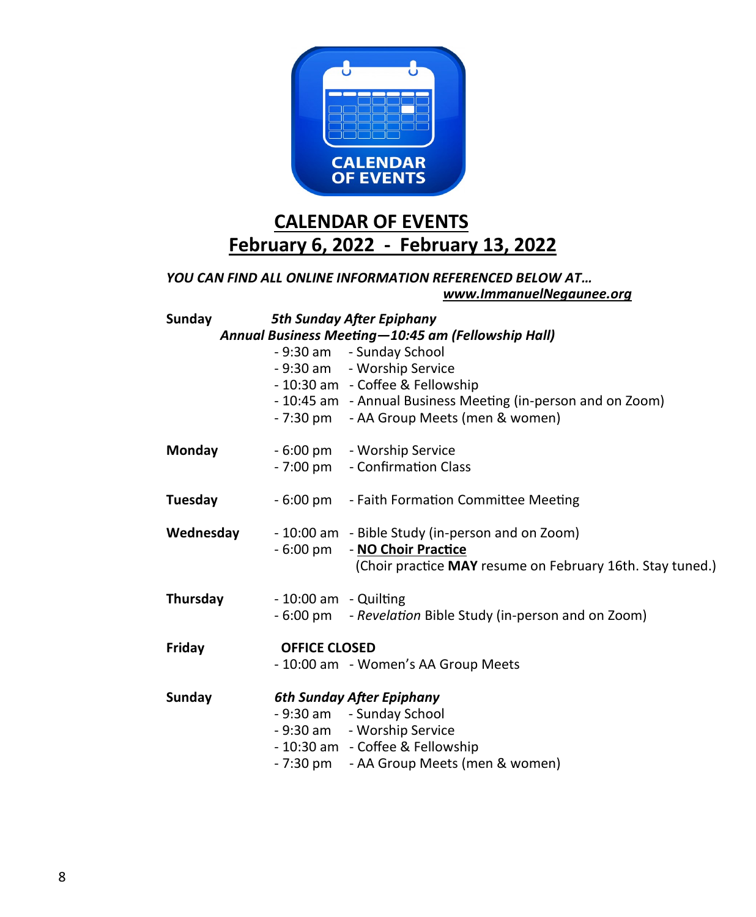# CALENDAR OF EVENTS

## February 6, 2022 - February 13, 2022

***YOU CAN FIND ALL ONLINE INFORMATION REFERENCED BELOW AT…***
***www.ImmanuelNegaunee.org***

**Sunday** ***5th Sunday After Epiphany***

***Annual Business Meeting—10:45 am (Fellowship Hall)***

- 9:30 am - Sunday School
- 9:30 am - Worship Service
- 10:30 am - Coffee & Fellowship
- 10:45 am - Annual Business Meeting (in-person and on Zoom)
- 7:30 pm - AA Group Meets (men & women)

**Monday**

- 6:00 pm - Worship Service
- 7:00 pm - Confirmation Class

**Tuesday**

- 6:00 pm - Faith Formation Committee Meeting

**Wednesday**

- 10:00 am - Bible Study (in-person and on Zoom)
- 6:00 pm - **NO Choir Practice**
  (Choir practice **MAY** resume on February 16th. Stay tuned.)

**Thursday**

- 10:00 am - Quilting
- 6:00 pm - *Revelation* Bible Study (in-person and on Zoom)

**Friday** **OFFICE CLOSED**

- 10:00 am - Women's AA Group Meets

**Sunday** ***6th Sunday After Epiphany***

- 9:30 am - Sunday School
- 9:30 am - Worship Service
- 10:30 am - Coffee & Fellowship
- 7:30 pm - AA Group Meets (men & women)